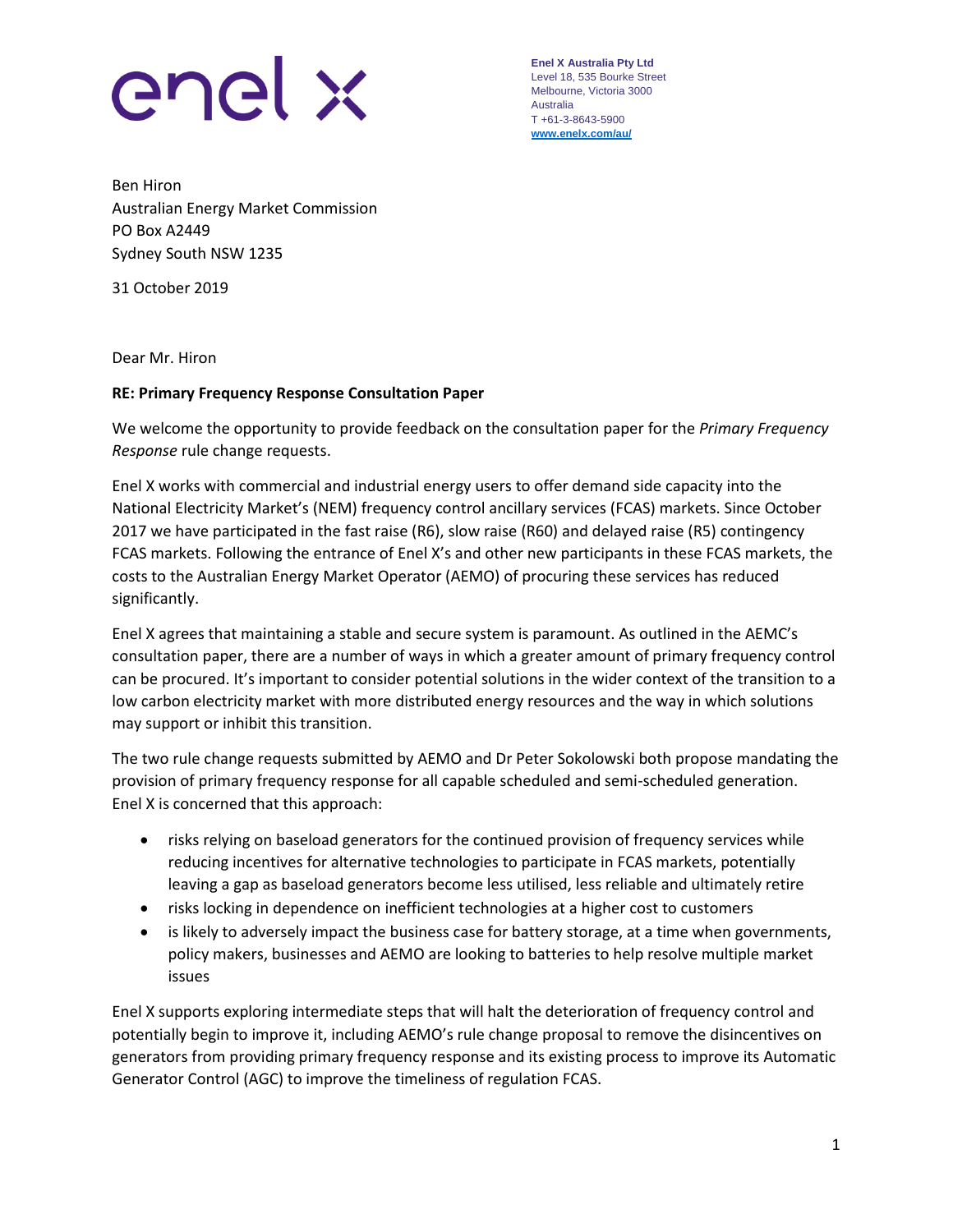enel x

**Enel X Australia Pty Ltd**
Level 18, 535 Bourke Street
Melbourne, Victoria 3000
Australia
T +61-3-8643-5900
www.enelx.com/au/

Ben Hiron
Australian Energy Market Commission
PO Box A2449
Sydney South NSW 1235

31 October 2019

Dear Mr. Hiron

**RE: Primary Frequency Response Consultation Paper**

We welcome the opportunity to provide feedback on the consultation paper for the *Primary Frequency Response* rule change requests.

Enel X works with commercial and industrial energy users to offer demand side capacity into the National Electricity Market's (NEM) frequency control ancillary services (FCAS) markets. Since October 2017 we have participated in the fast raise (R6), slow raise (R60) and delayed raise (R5) contingency FCAS markets. Following the entrance of Enel X's and other new participants in these FCAS markets, the costs to the Australian Energy Market Operator (AEMO) of procuring these services has reduced significantly.

Enel X agrees that maintaining a stable and secure system is paramount. As outlined in the AEMC's consultation paper, there are a number of ways in which a greater amount of primary frequency control can be procured. It's important to consider potential solutions in the wider context of the transition to a low carbon electricity market with more distributed energy resources and the way in which solutions may support or inhibit this transition.

The two rule change requests submitted by AEMO and Dr Peter Sokolowski both propose mandating the provision of primary frequency response for all capable scheduled and semi-scheduled generation. Enel X is concerned that this approach:

- risks relying on baseload generators for the continued provision of frequency services while reducing incentives for alternative technologies to participate in FCAS markets, potentially leaving a gap as baseload generators become less utilised, less reliable and ultimately retire
- risks locking in dependence on inefficient technologies at a higher cost to customers
- is likely to adversely impact the business case for battery storage, at a time when governments, policy makers, businesses and AEMO are looking to batteries to help resolve multiple market issues

Enel X supports exploring intermediate steps that will halt the deterioration of frequency control and potentially begin to improve it, including AEMO's rule change proposal to remove the disincentives on generators from providing primary frequency response and its existing process to improve its Automatic Generator Control (AGC) to improve the timeliness of regulation FCAS.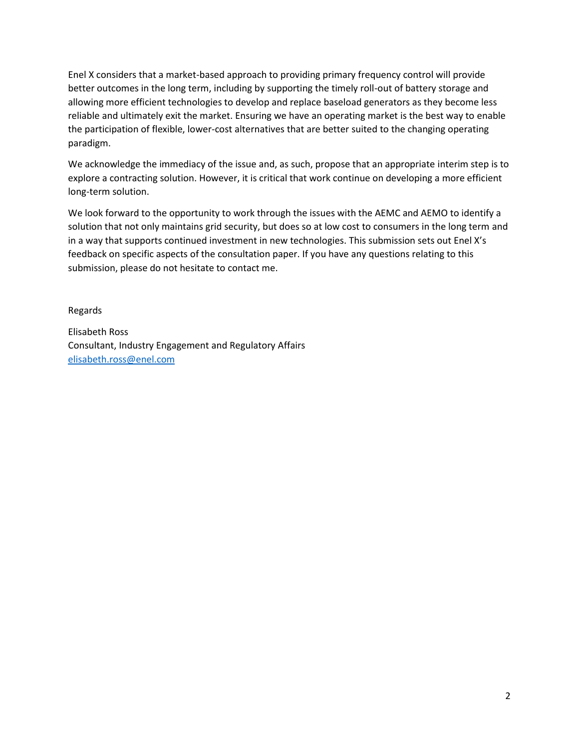Enel X considers that a market-based approach to providing primary frequency control will provide better outcomes in the long term, including by supporting the timely roll-out of battery storage and allowing more efficient technologies to develop and replace baseload generators as they become less reliable and ultimately exit the market. Ensuring we have an operating market is the best way to enable the participation of flexible, lower-cost alternatives that are better suited to the changing operating paradigm.

We acknowledge the immediacy of the issue and, as such, propose that an appropriate interim step is to explore a contracting solution. However, it is critical that work continue on developing a more efficient long-term solution.

We look forward to the opportunity to work through the issues with the AEMC and AEMO to identify a solution that not only maintains grid security, but does so at low cost to consumers in the long term and in a way that supports continued investment in new technologies. This submission sets out Enel X's feedback on specific aspects of the consultation paper. If you have any questions relating to this submission, please do not hesitate to contact me.

Regards

Elisabeth Ross
Consultant, Industry Engagement and Regulatory Affairs
elisabeth.ross@enel.com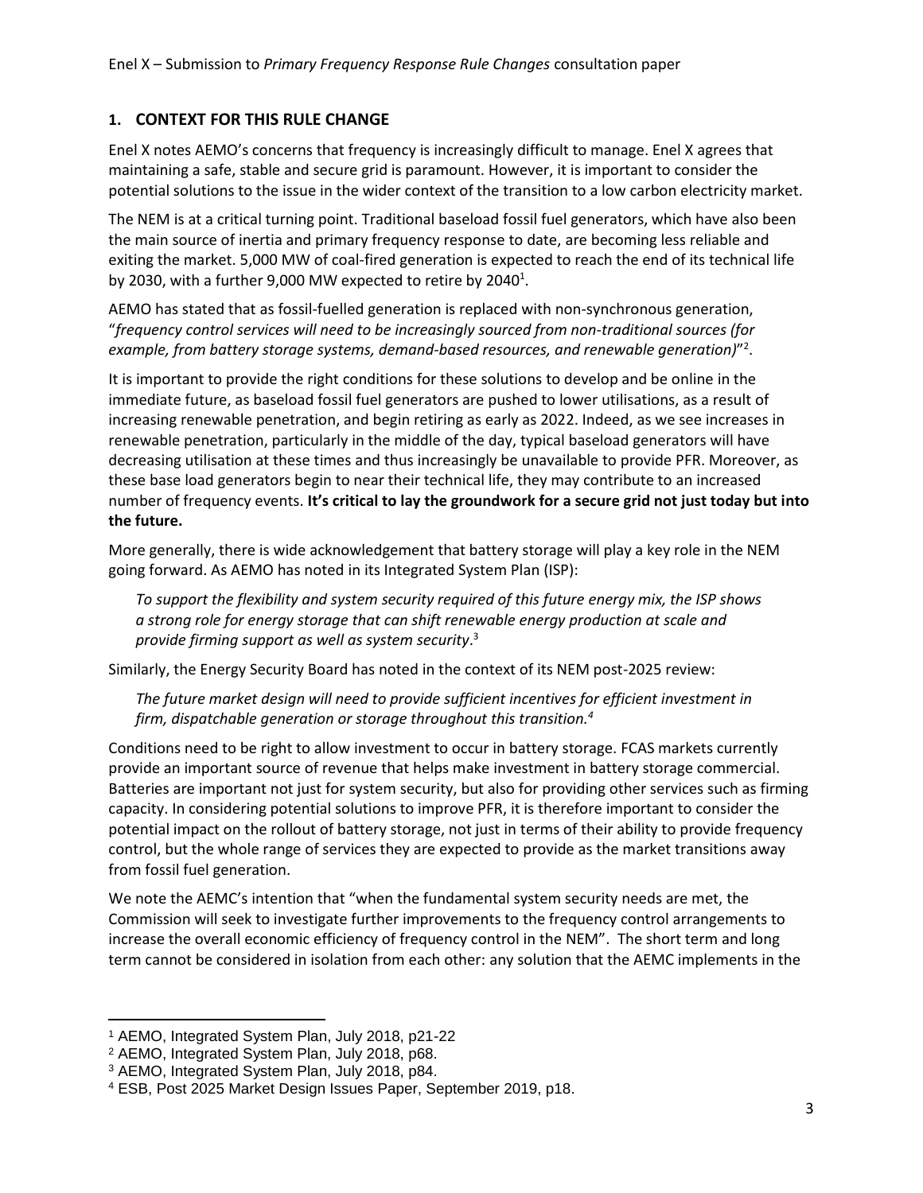## 1. CONTEXT FOR THIS RULE CHANGE

Enel X notes AEMO's concerns that frequency is increasingly difficult to manage. Enel X agrees that maintaining a safe, stable and secure grid is paramount. However, it is important to consider the potential solutions to the issue in the wider context of the transition to a low carbon electricity market.

The NEM is at a critical turning point. Traditional baseload fossil fuel generators, which have also been the main source of inertia and primary frequency response to date, are becoming less reliable and exiting the market. 5,000 MW of coal-fired generation is expected to reach the end of its technical life by 2030, with a further 9,000 MW expected to retire by 2040[1].

AEMO has stated that as fossil-fuelled generation is replaced with non-synchronous generation, "*frequency control services will need to be increasingly sourced from non-traditional sources (for example, from battery storage systems, demand-based resources, and renewable generation)*"[2].

It is important to provide the right conditions for these solutions to develop and be online in the immediate future, as baseload fossil fuel generators are pushed to lower utilisations, as a result of increasing renewable penetration, and begin retiring as early as 2022. Indeed, as we see increases in renewable penetration, particularly in the middle of the day, typical baseload generators will have decreasing utilisation at these times and thus increasingly be unavailable to provide PFR. Moreover, as these base load generators begin to near their technical life, they may contribute to an increased number of frequency events. **It's critical to lay the groundwork for a secure grid not just today but into the future.**

More generally, there is wide acknowledgement that battery storage will play a key role in the NEM going forward. As AEMO has noted in its Integrated System Plan (ISP):

> *To support the flexibility and system security required of this future energy mix, the ISP shows a strong role for energy storage that can shift renewable energy production at scale and provide firming support as well as system security*.[3]

Similarly, the Energy Security Board has noted in the context of its NEM post-2025 review:

> *The future market design will need to provide sufficient incentives for efficient investment in firm, dispatchable generation or storage throughout this transition.[4]*

Conditions need to be right to allow investment to occur in battery storage. FCAS markets currently provide an important source of revenue that helps make investment in battery storage commercial. Batteries are important not just for system security, but also for providing other services such as firming capacity. In considering potential solutions to improve PFR, it is therefore important to consider the potential impact on the rollout of battery storage, not just in terms of their ability to provide frequency control, but the whole range of services they are expected to provide as the market transitions away from fossil fuel generation.

We note the AEMC's intention that "when the fundamental system security needs are met, the Commission will seek to investigate further improvements to the frequency control arrangements to increase the overall economic efficiency of frequency control in the NEM". The short term and long term cannot be considered in isolation from each other: any solution that the AEMC implements in the

---

[1] AEMO, Integrated System Plan, July 2018, p21-22

[2] AEMO, Integrated System Plan, July 2018, p68.

[3] AEMO, Integrated System Plan, July 2018, p84.

[4] ESB, Post 2025 Market Design Issues Paper, September 2019, p18.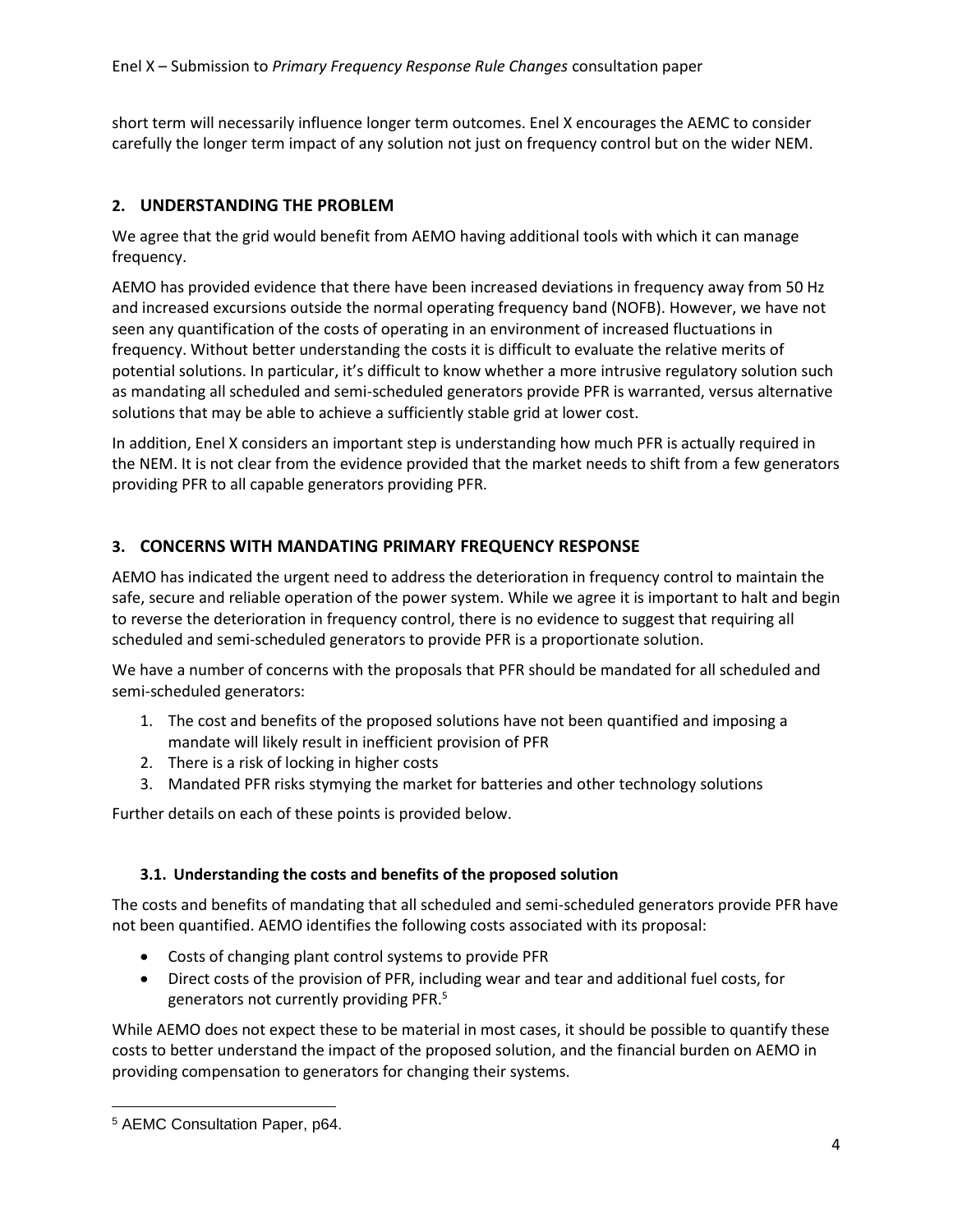short term will necessarily influence longer term outcomes. Enel X encourages the AEMC to consider carefully the longer term impact of any solution not just on frequency control but on the wider NEM.

## 2. UNDERSTANDING THE PROBLEM

We agree that the grid would benefit from AEMO having additional tools with which it can manage frequency.

AEMO has provided evidence that there have been increased deviations in frequency away from 50 Hz and increased excursions outside the normal operating frequency band (NOFB). However, we have not seen any quantification of the costs of operating in an environment of increased fluctuations in frequency. Without better understanding the costs it is difficult to evaluate the relative merits of potential solutions. In particular, it's difficult to know whether a more intrusive regulatory solution such as mandating all scheduled and semi-scheduled generators provide PFR is warranted, versus alternative solutions that may be able to achieve a sufficiently stable grid at lower cost.

In addition, Enel X considers an important step is understanding how much PFR is actually required in the NEM. It is not clear from the evidence provided that the market needs to shift from a few generators providing PFR to all capable generators providing PFR.

## 3. CONCERNS WITH MANDATING PRIMARY FREQUENCY RESPONSE

AEMO has indicated the urgent need to address the deterioration in frequency control to maintain the safe, secure and reliable operation of the power system. While we agree it is important to halt and begin to reverse the deterioration in frequency control, there is no evidence to suggest that requiring all scheduled and semi-scheduled generators to provide PFR is a proportionate solution.

We have a number of concerns with the proposals that PFR should be mandated for all scheduled and semi-scheduled generators:

1. The cost and benefits of the proposed solutions have not been quantified and imposing a mandate will likely result in inefficient provision of PFR
2. There is a risk of locking in higher costs
3. Mandated PFR risks stymying the market for batteries and other technology solutions

Further details on each of these points is provided below.

### 3.1. Understanding the costs and benefits of the proposed solution

The costs and benefits of mandating that all scheduled and semi-scheduled generators provide PFR have not been quantified. AEMO identifies the following costs associated with its proposal:

- Costs of changing plant control systems to provide PFR
- Direct costs of the provision of PFR, including wear and tear and additional fuel costs, for generators not currently providing PFR.[5]

While AEMO does not expect these to be material in most cases, it should be possible to quantify these costs to better understand the impact of the proposed solution, and the financial burden on AEMO in providing compensation to generators for changing their systems.

[5] AEMC Consultation Paper, p64.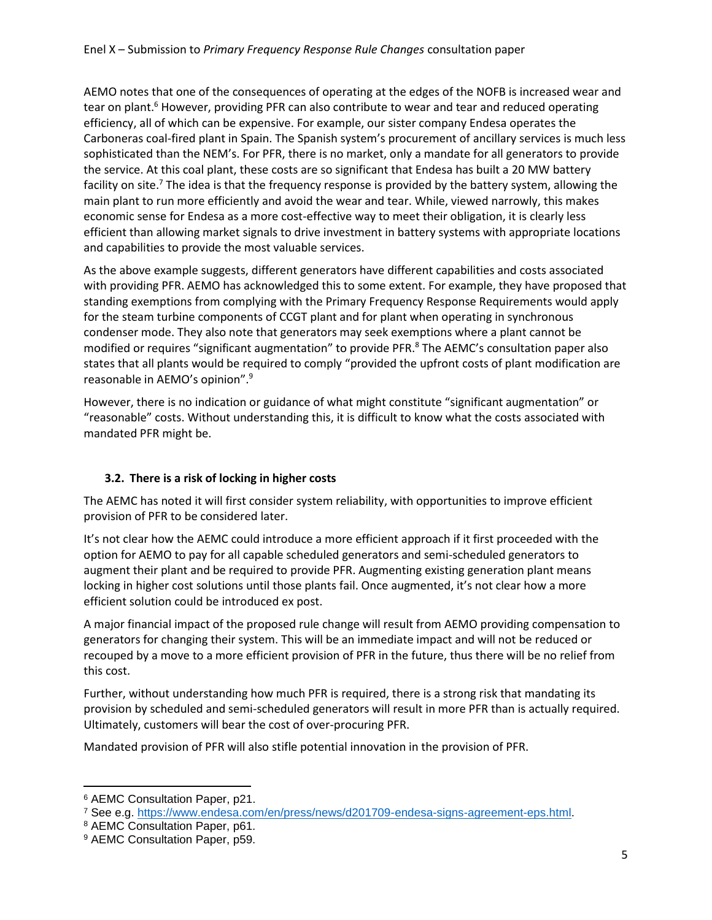AEMO notes that one of the consequences of operating at the edges of the NOFB is increased wear and tear on plant.[6] However, providing PFR can also contribute to wear and tear and reduced operating efficiency, all of which can be expensive. For example, our sister company Endesa operates the Carboneras coal-fired plant in Spain. The Spanish system's procurement of ancillary services is much less sophisticated than the NEM's. For PFR, there is no market, only a mandate for all generators to provide the service. At this coal plant, these costs are so significant that Endesa has built a 20 MW battery facility on site.[7] The idea is that the frequency response is provided by the battery system, allowing the main plant to run more efficiently and avoid the wear and tear. While, viewed narrowly, this makes economic sense for Endesa as a more cost-effective way to meet their obligation, it is clearly less efficient than allowing market signals to drive investment in battery systems with appropriate locations and capabilities to provide the most valuable services.

As the above example suggests, different generators have different capabilities and costs associated with providing PFR. AEMO has acknowledged this to some extent. For example, they have proposed that standing exemptions from complying with the Primary Frequency Response Requirements would apply for the steam turbine components of CCGT plant and for plant when operating in synchronous condenser mode. They also note that generators may seek exemptions where a plant cannot be modified or requires "significant augmentation" to provide PFR.[8] The AEMC's consultation paper also states that all plants would be required to comply "provided the upfront costs of plant modification are reasonable in AEMO's opinion".[9]

However, there is no indication or guidance of what might constitute "significant augmentation" or "reasonable" costs. Without understanding this, it is difficult to know what the costs associated with mandated PFR might be.

### 3.2. There is a risk of locking in higher costs

The AEMC has noted it will first consider system reliability, with opportunities to improve efficient provision of PFR to be considered later.

It's not clear how the AEMC could introduce a more efficient approach if it first proceeded with the option for AEMO to pay for all capable scheduled generators and semi-scheduled generators to augment their plant and be required to provide PFR. Augmenting existing generation plant means locking in higher cost solutions until those plants fail. Once augmented, it's not clear how a more efficient solution could be introduced ex post.

A major financial impact of the proposed rule change will result from AEMO providing compensation to generators for changing their system. This will be an immediate impact and will not be reduced or recouped by a move to a more efficient provision of PFR in the future, thus there will be no relief from this cost.

Further, without understanding how much PFR is required, there is a strong risk that mandating its provision by scheduled and semi-scheduled generators will result in more PFR than is actually required. Ultimately, customers will bear the cost of over-procuring PFR.

Mandated provision of PFR will also stifle potential innovation in the provision of PFR.

---

[6] AEMC Consultation Paper, p21.

[7] See e.g. https://www.endesa.com/en/press/news/d201709-endesa-signs-agreement-eps.html.

[8] AEMC Consultation Paper, p61.

[9] AEMC Consultation Paper, p59.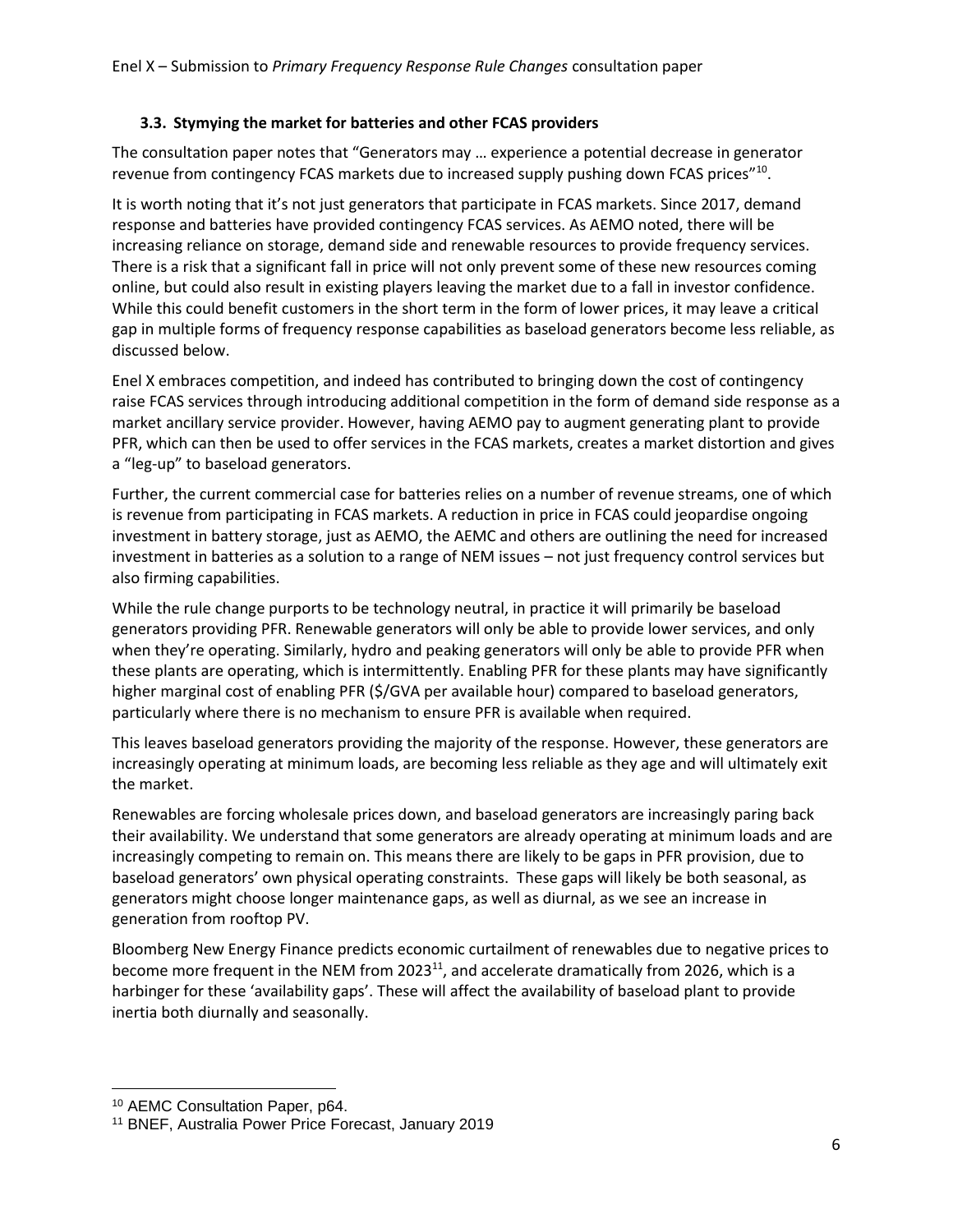### 3.3. Stymying the market for batteries and other FCAS providers

The consultation paper notes that "Generators may … experience a potential decrease in generator revenue from contingency FCAS markets due to increased supply pushing down FCAS prices"[10].

It is worth noting that it's not just generators that participate in FCAS markets. Since 2017, demand response and batteries have provided contingency FCAS services. As AEMO noted, there will be increasing reliance on storage, demand side and renewable resources to provide frequency services. There is a risk that a significant fall in price will not only prevent some of these new resources coming online, but could also result in existing players leaving the market due to a fall in investor confidence. While this could benefit customers in the short term in the form of lower prices, it may leave a critical gap in multiple forms of frequency response capabilities as baseload generators become less reliable, as discussed below.

Enel X embraces competition, and indeed has contributed to bringing down the cost of contingency raise FCAS services through introducing additional competition in the form of demand side response as a market ancillary service provider. However, having AEMO pay to augment generating plant to provide PFR, which can then be used to offer services in the FCAS markets, creates a market distortion and gives a "leg-up" to baseload generators.

Further, the current commercial case for batteries relies on a number of revenue streams, one of which is revenue from participating in FCAS markets. A reduction in price in FCAS could jeopardise ongoing investment in battery storage, just as AEMO, the AEMC and others are outlining the need for increased investment in batteries as a solution to a range of NEM issues – not just frequency control services but also firming capabilities.

While the rule change purports to be technology neutral, in practice it will primarily be baseload generators providing PFR. Renewable generators will only be able to provide lower services, and only when they're operating. Similarly, hydro and peaking generators will only be able to provide PFR when these plants are operating, which is intermittently. Enabling PFR for these plants may have significantly higher marginal cost of enabling PFR ($/GVA per available hour) compared to baseload generators, particularly where there is no mechanism to ensure PFR is available when required.

This leaves baseload generators providing the majority of the response. However, these generators are increasingly operating at minimum loads, are becoming less reliable as they age and will ultimately exit the market.

Renewables are forcing wholesale prices down, and baseload generators are increasingly paring back their availability. We understand that some generators are already operating at minimum loads and are increasingly competing to remain on. This means there are likely to be gaps in PFR provision, due to baseload generators' own physical operating constraints. These gaps will likely be both seasonal, as generators might choose longer maintenance gaps, as well as diurnal, as we see an increase in generation from rooftop PV.

Bloomberg New Energy Finance predicts economic curtailment of renewables due to negative prices to become more frequent in the NEM from 2023[11], and accelerate dramatically from 2026, which is a harbinger for these 'availability gaps'. These will affect the availability of baseload plant to provide inertia both diurnally and seasonally.

---

[10] AEMC Consultation Paper, p64.

[11] BNEF, Australia Power Price Forecast, January 2019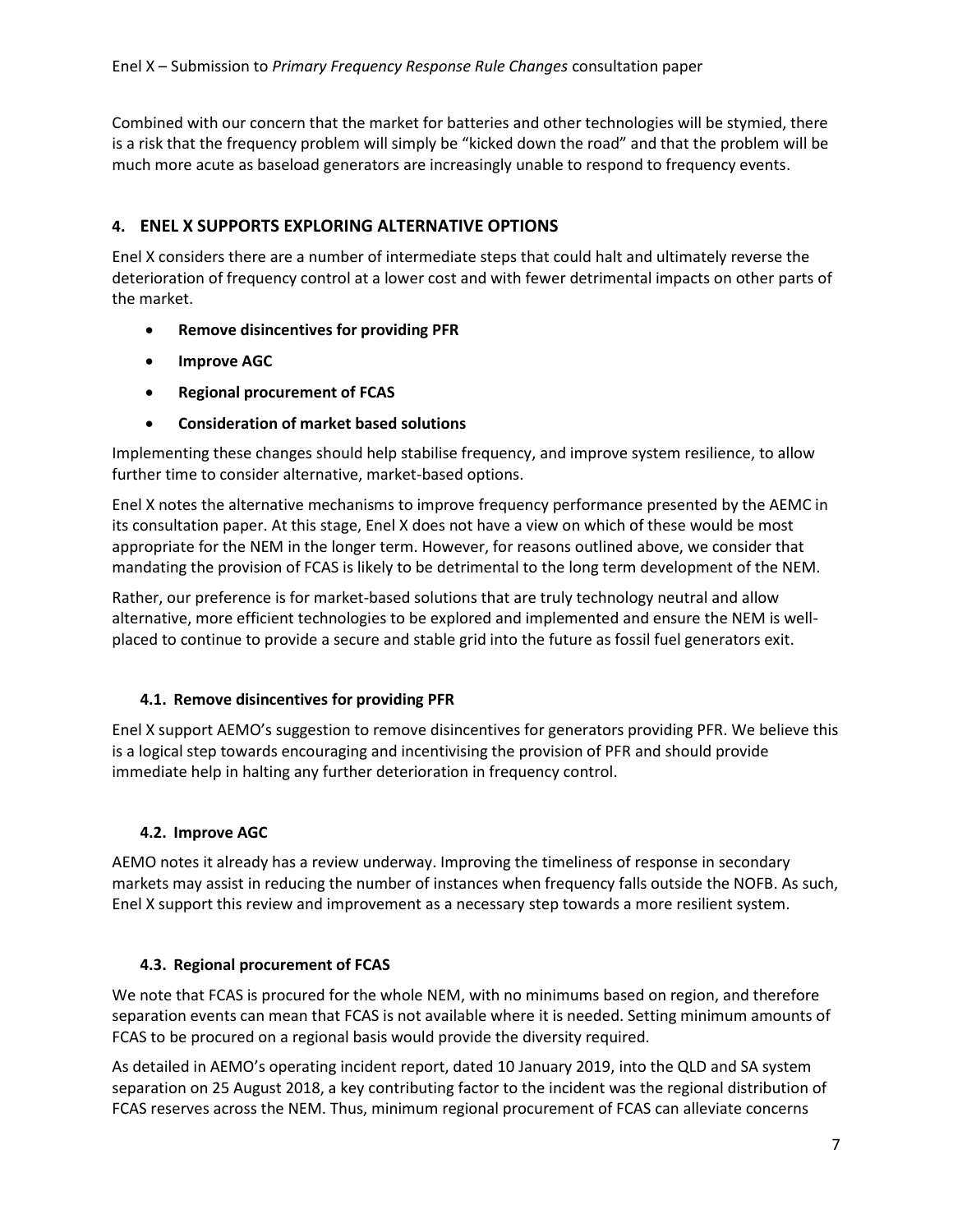Combined with our concern that the market for batteries and other technologies will be stymied, there is a risk that the frequency problem will simply be "kicked down the road" and that the problem will be much more acute as baseload generators are increasingly unable to respond to frequency events.

## 4. ENEL X SUPPORTS EXPLORING ALTERNATIVE OPTIONS

Enel X considers there are a number of intermediate steps that could halt and ultimately reverse the deterioration of frequency control at a lower cost and with fewer detrimental impacts on other parts of the market.

- **Remove disincentives for providing PFR**
- **Improve AGC**
- **Regional procurement of FCAS**
- **Consideration of market based solutions**

Implementing these changes should help stabilise frequency, and improve system resilience, to allow further time to consider alternative, market-based options.

Enel X notes the alternative mechanisms to improve frequency performance presented by the AEMC in its consultation paper. At this stage, Enel X does not have a view on which of these would be most appropriate for the NEM in the longer term. However, for reasons outlined above, we consider that mandating the provision of FCAS is likely to be detrimental to the long term development of the NEM.

Rather, our preference is for market-based solutions that are truly technology neutral and allow alternative, more efficient technologies to be explored and implemented and ensure the NEM is well-placed to continue to provide a secure and stable grid into the future as fossil fuel generators exit.

### 4.1. Remove disincentives for providing PFR

Enel X support AEMO's suggestion to remove disincentives for generators providing PFR. We believe this is a logical step towards encouraging and incentivising the provision of PFR and should provide immediate help in halting any further deterioration in frequency control.

### 4.2. Improve AGC

AEMO notes it already has a review underway. Improving the timeliness of response in secondary markets may assist in reducing the number of instances when frequency falls outside the NOFB. As such, Enel X support this review and improvement as a necessary step towards a more resilient system.

### 4.3. Regional procurement of FCAS

We note that FCAS is procured for the whole NEM, with no minimums based on region, and therefore separation events can mean that FCAS is not available where it is needed. Setting minimum amounts of FCAS to be procured on a regional basis would provide the diversity required.

As detailed in AEMO's operating incident report, dated 10 January 2019, into the QLD and SA system separation on 25 August 2018, a key contributing factor to the incident was the regional distribution of FCAS reserves across the NEM. Thus, minimum regional procurement of FCAS can alleviate concerns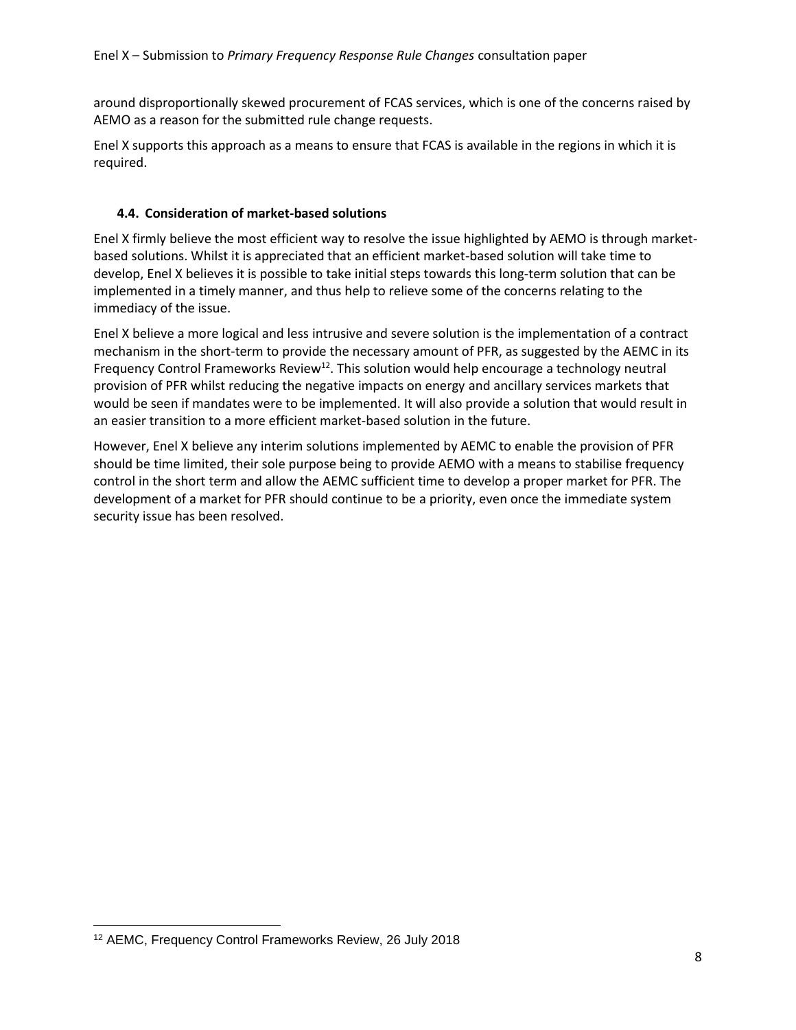around disproportionally skewed procurement of FCAS services, which is one of the concerns raised by AEMO as a reason for the submitted rule change requests.

Enel X supports this approach as a means to ensure that FCAS is available in the regions in which it is required.

### 4.4. Consideration of market-based solutions

Enel X firmly believe the most efficient way to resolve the issue highlighted by AEMO is through market-based solutions. Whilst it is appreciated that an efficient market-based solution will take time to develop, Enel X believes it is possible to take initial steps towards this long-term solution that can be implemented in a timely manner, and thus help to relieve some of the concerns relating to the immediacy of the issue.

Enel X believe a more logical and less intrusive and severe solution is the implementation of a contract mechanism in the short-term to provide the necessary amount of PFR, as suggested by the AEMC in its Frequency Control Frameworks Review[12]. This solution would help encourage a technology neutral provision of PFR whilst reducing the negative impacts on energy and ancillary services markets that would be seen if mandates were to be implemented. It will also provide a solution that would result in an easier transition to a more efficient market-based solution in the future.

However, Enel X believe any interim solutions implemented by AEMC to enable the provision of PFR should be time limited, their sole purpose being to provide AEMO with a means to stabilise frequency control in the short term and allow the AEMC sufficient time to develop a proper market for PFR. The development of a market for PFR should continue to be a priority, even once the immediate system security issue has been resolved.

---

[12] AEMC, Frequency Control Frameworks Review, 26 July 2018